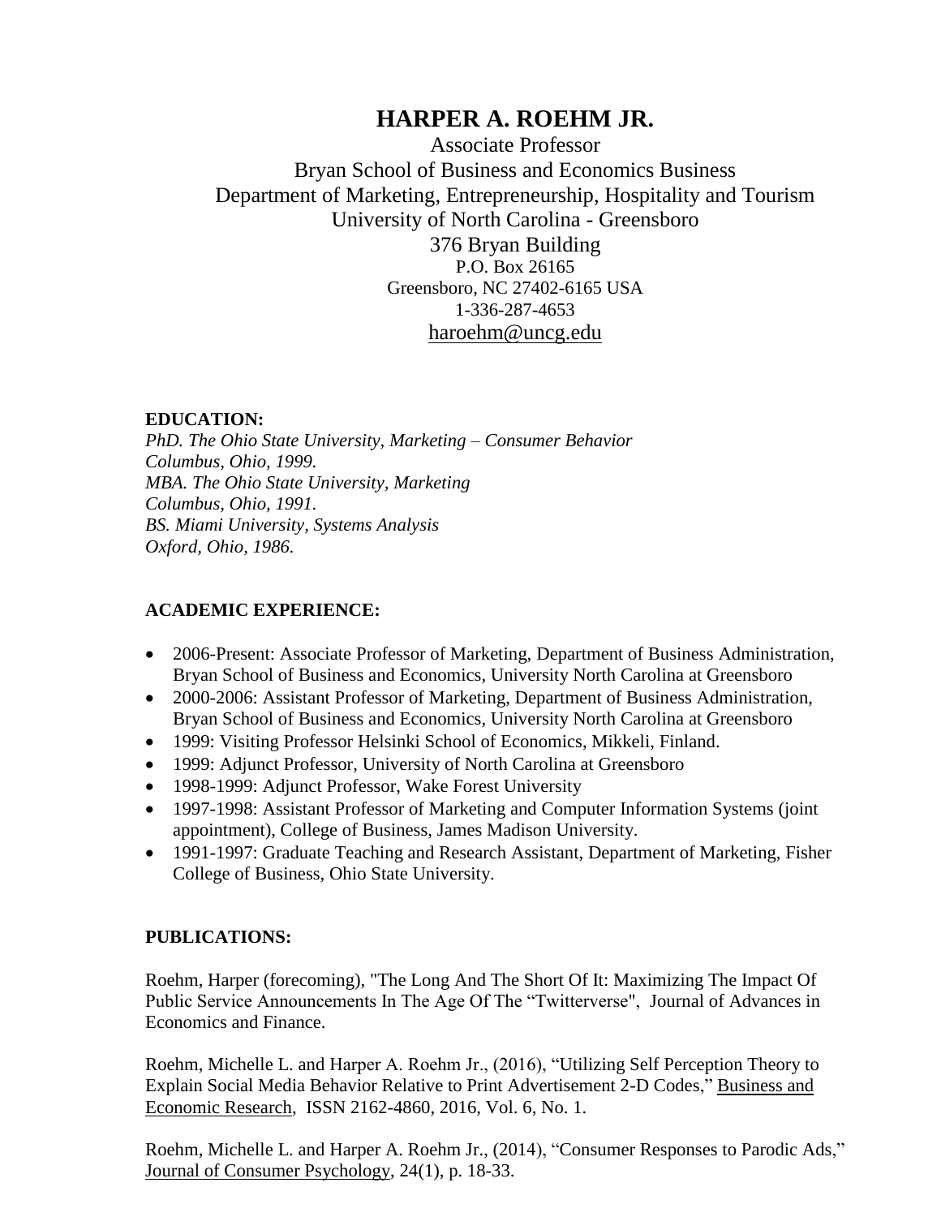# HARPER A. ROEHM JR.

Associate Professor
Bryan School of Business and Economics Business
Department of Marketing, Entrepreneurship, Hospitality and Tourism
University of North Carolina - Greensboro
376 Bryan Building
P.O. Box 26165
Greensboro, NC 27402-6165 USA
1-336-287-4653
haroehm@uncg.edu

**EDUCATION:**

*PhD. The Ohio State University, Marketing – Consumer Behavior*
*Columbus, Ohio, 1999.*
*MBA. The Ohio State University, Marketing*
*Columbus, Ohio, 1991.*
*BS. Miami University, Systems Analysis*
*Oxford, Ohio, 1986.*

**ACADEMIC EXPERIENCE:**

- 2006-Present: Associate Professor of Marketing, Department of Business Administration, Bryan School of Business and Economics, University North Carolina at Greensboro
- 2000-2006: Assistant Professor of Marketing, Department of Business Administration, Bryan School of Business and Economics, University North Carolina at Greensboro
- 1999: Visiting Professor Helsinki School of Economics, Mikkeli, Finland.
- 1999: Adjunct Professor, University of North Carolina at Greensboro
- 1998-1999: Adjunct Professor, Wake Forest University
- 1997-1998: Assistant Professor of Marketing and Computer Information Systems (joint appointment), College of Business, James Madison University.
- 1991-1997: Graduate Teaching and Research Assistant, Department of Marketing, Fisher College of Business, Ohio State University.

**PUBLICATIONS:**

Roehm, Harper (forecoming), "The Long And The Short Of It: Maximizing The Impact Of Public Service Announcements In The Age Of The "Twitterverse", Journal of Advances in Economics and Finance.

Roehm, Michelle L. and Harper A. Roehm Jr., (2016), "Utilizing Self Perception Theory to Explain Social Media Behavior Relative to Print Advertisement 2-D Codes," Business and Economic Research, ISSN 2162-4860, 2016, Vol. 6, No. 1.

Roehm, Michelle L. and Harper A. Roehm Jr., (2014), "Consumer Responses to Parodic Ads," Journal of Consumer Psychology, 24(1), p. 18-33.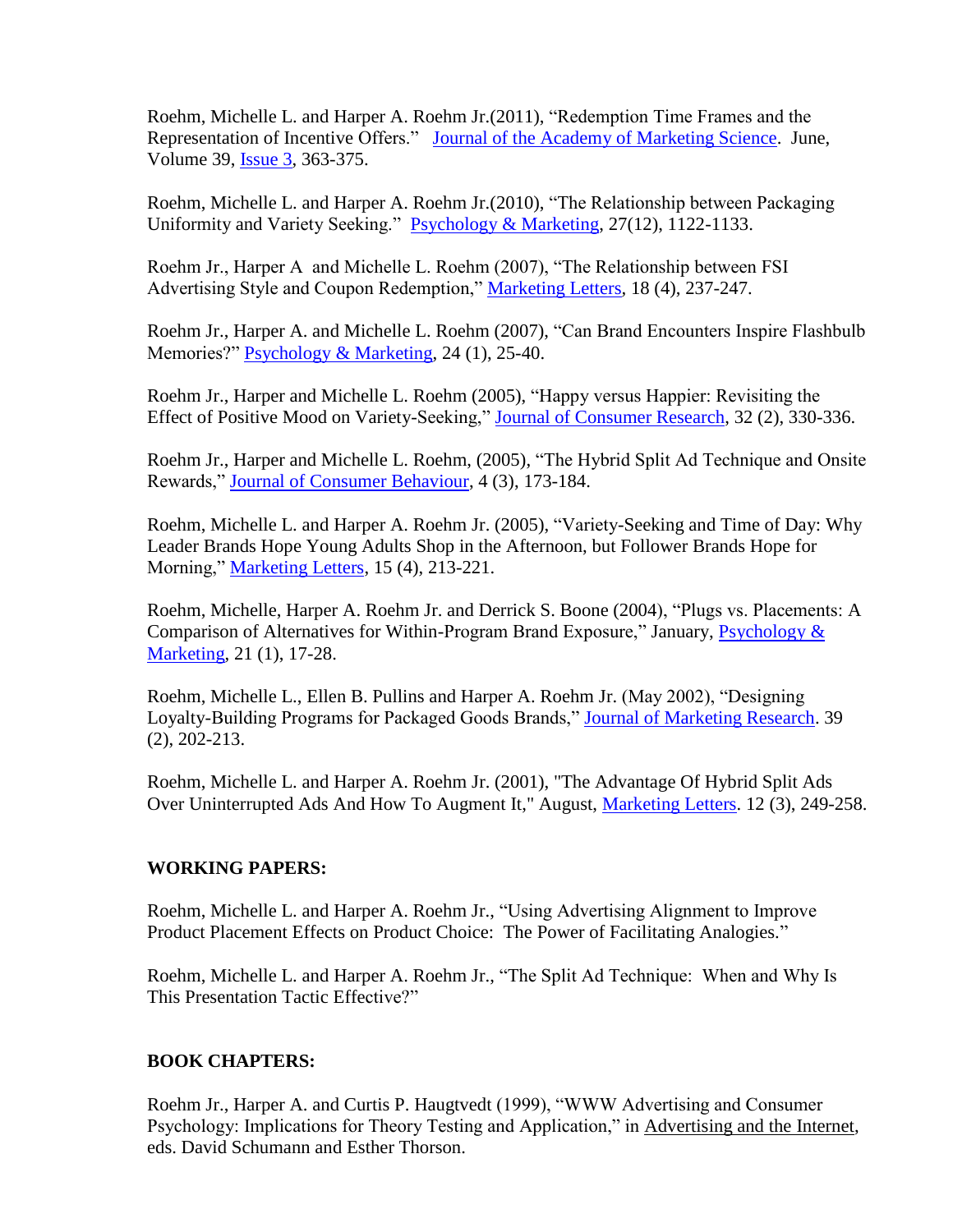Roehm, Michelle L. and Harper A. Roehm Jr.(2011), "Redemption Time Frames and the Representation of Incentive Offers." Journal of the Academy of Marketing Science. June, Volume 39, Issue 3, 363-375.

Roehm, Michelle L. and Harper A. Roehm Jr.(2010), "The Relationship between Packaging Uniformity and Variety Seeking." Psychology & Marketing, 27(12), 1122-1133.

Roehm Jr., Harper A and Michelle L. Roehm (2007), "The Relationship between FSI Advertising Style and Coupon Redemption," Marketing Letters, 18 (4), 237-247.

Roehm Jr., Harper A. and Michelle L. Roehm (2007), "Can Brand Encounters Inspire Flashbulb Memories?" Psychology & Marketing, 24 (1), 25-40.

Roehm Jr., Harper and Michelle L. Roehm (2005), "Happy versus Happier: Revisiting the Effect of Positive Mood on Variety-Seeking," Journal of Consumer Research, 32 (2), 330-336.

Roehm Jr., Harper and Michelle L. Roehm, (2005), "The Hybrid Split Ad Technique and Onsite Rewards," Journal of Consumer Behaviour, 4 (3), 173-184.

Roehm, Michelle L. and Harper A. Roehm Jr. (2005), "Variety-Seeking and Time of Day: Why Leader Brands Hope Young Adults Shop in the Afternoon, but Follower Brands Hope for Morning," Marketing Letters, 15 (4), 213-221.

Roehm, Michelle, Harper A. Roehm Jr. and Derrick S. Boone (2004), "Plugs vs. Placements: A Comparison of Alternatives for Within-Program Brand Exposure," January, Psychology & Marketing, 21 (1), 17-28.

Roehm, Michelle L., Ellen B. Pullins and Harper A. Roehm Jr. (May 2002), "Designing Loyalty-Building Programs for Packaged Goods Brands," Journal of Marketing Research. 39 (2), 202-213.

Roehm, Michelle L. and Harper A. Roehm Jr. (2001), "The Advantage Of Hybrid Split Ads Over Uninterrupted Ads And How To Augment It," August, Marketing Letters. 12 (3), 249-258.

**WORKING PAPERS:**

Roehm, Michelle L. and Harper A. Roehm Jr., "Using Advertising Alignment to Improve Product Placement Effects on Product Choice: The Power of Facilitating Analogies."

Roehm, Michelle L. and Harper A. Roehm Jr., "The Split Ad Technique: When and Why Is This Presentation Tactic Effective?"

**BOOK CHAPTERS:**

Roehm Jr., Harper A. and Curtis P. Haugtvedt (1999), "WWW Advertising and Consumer Psychology: Implications for Theory Testing and Application," in Advertising and the Internet, eds. David Schumann and Esther Thorson.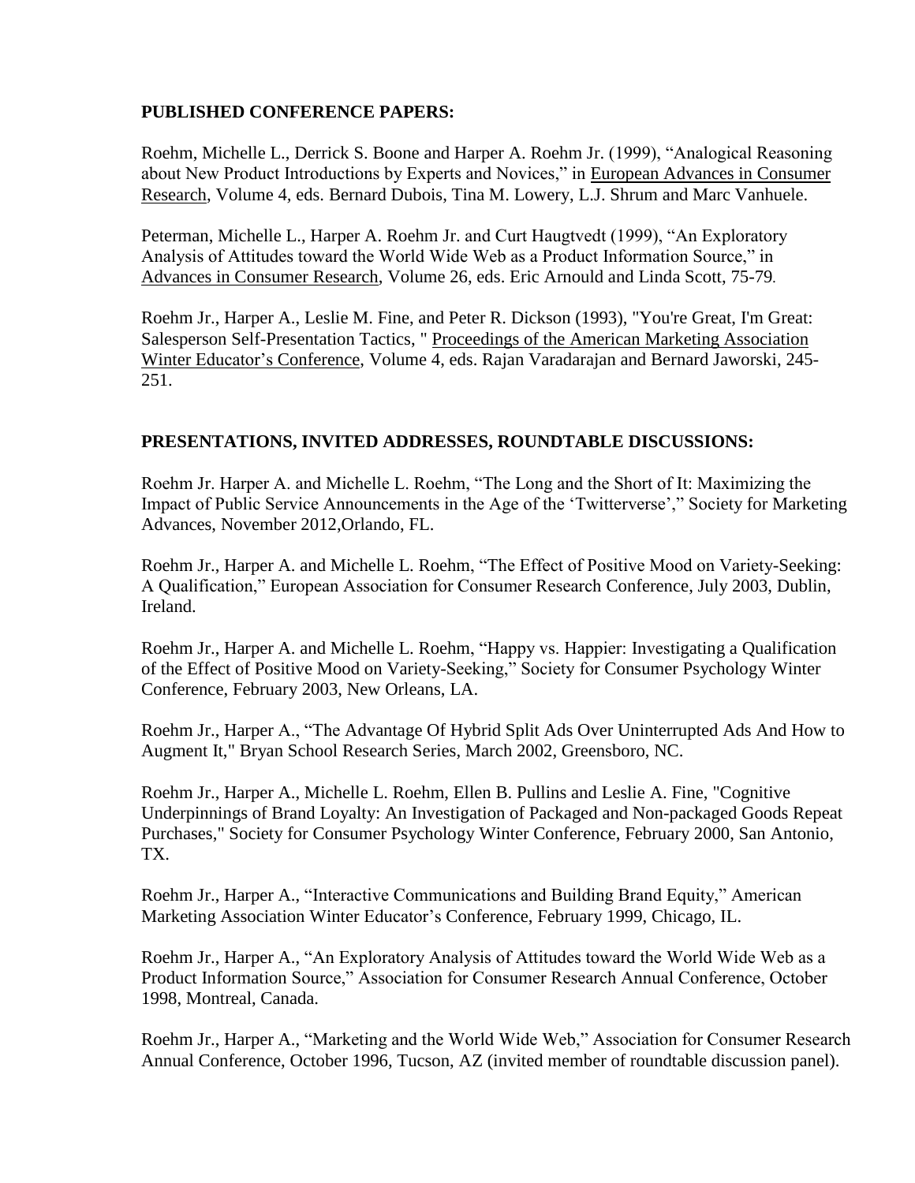**PUBLISHED CONFERENCE PAPERS:**

Roehm, Michelle L., Derrick S. Boone and Harper A. Roehm Jr. (1999), "Analogical Reasoning about New Product Introductions by Experts and Novices," in European Advances in Consumer Research, Volume 4, eds. Bernard Dubois, Tina M. Lowery, L.J. Shrum and Marc Vanhuele.

Peterman, Michelle L., Harper A. Roehm Jr. and Curt Haugtvedt (1999), "An Exploratory Analysis of Attitudes toward the World Wide Web as a Product Information Source," in Advances in Consumer Research, Volume 26, eds. Eric Arnould and Linda Scott, 75-79.

Roehm Jr., Harper A., Leslie M. Fine, and Peter R. Dickson (1993), "You're Great, I'm Great: Salesperson Self-Presentation Tactics, " Proceedings of the American Marketing Association Winter Educator's Conference, Volume 4, eds. Rajan Varadarajan and Bernard Jaworski, 245-251.

**PRESENTATIONS, INVITED ADDRESSES, ROUNDTABLE DISCUSSIONS:**

Roehm Jr. Harper A. and Michelle L. Roehm, "The Long and the Short of It: Maximizing the Impact of Public Service Announcements in the Age of the 'Twitterverse'," Society for Marketing Advances, November 2012,Orlando, FL.

Roehm Jr., Harper A. and Michelle L. Roehm, "The Effect of Positive Mood on Variety-Seeking: A Qualification," European Association for Consumer Research Conference, July 2003, Dublin, Ireland.

Roehm Jr., Harper A. and Michelle L. Roehm, "Happy vs. Happier: Investigating a Qualification of the Effect of Positive Mood on Variety-Seeking," Society for Consumer Psychology Winter Conference, February 2003, New Orleans, LA.

Roehm Jr., Harper A., "The Advantage Of Hybrid Split Ads Over Uninterrupted Ads And How to Augment It," Bryan School Research Series, March 2002, Greensboro, NC.

Roehm Jr., Harper A., Michelle L. Roehm, Ellen B. Pullins and Leslie A. Fine, "Cognitive Underpinnings of Brand Loyalty: An Investigation of Packaged and Non-packaged Goods Repeat Purchases," Society for Consumer Psychology Winter Conference, February 2000, San Antonio, TX.

Roehm Jr., Harper A., "Interactive Communications and Building Brand Equity," American Marketing Association Winter Educator's Conference, February 1999, Chicago, IL.

Roehm Jr., Harper A., "An Exploratory Analysis of Attitudes toward the World Wide Web as a Product Information Source," Association for Consumer Research Annual Conference, October 1998, Montreal, Canada.

Roehm Jr., Harper A., "Marketing and the World Wide Web," Association for Consumer Research Annual Conference, October 1996, Tucson, AZ (invited member of roundtable discussion panel).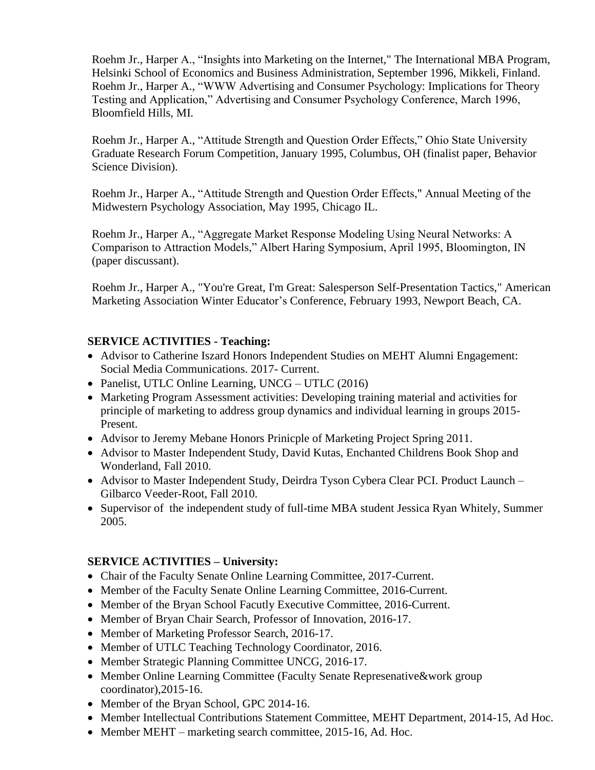Roehm Jr., Harper A., "Insights into Marketing on the Internet," The International MBA Program, Helsinki School of Economics and Business Administration, September 1996, Mikkeli, Finland.
Roehm Jr., Harper A., "WWW Advertising and Consumer Psychology: Implications for Theory Testing and Application," Advertising and Consumer Psychology Conference, March 1996, Bloomfield Hills, MI.

Roehm Jr., Harper A., "Attitude Strength and Question Order Effects," Ohio State University Graduate Research Forum Competition, January 1995, Columbus, OH (finalist paper, Behavior Science Division).

Roehm Jr., Harper A., "Attitude Strength and Question Order Effects," Annual Meeting of the Midwestern Psychology Association, May 1995, Chicago IL.

Roehm Jr., Harper A., "Aggregate Market Response Modeling Using Neural Networks: A Comparison to Attraction Models," Albert Haring Symposium, April 1995, Bloomington, IN (paper discussant).

Roehm Jr., Harper A., "You're Great, I'm Great: Salesperson Self-Presentation Tactics," American Marketing Association Winter Educator's Conference, February 1993, Newport Beach, CA.

**SERVICE ACTIVITIES - Teaching:**

- Advisor to Catherine Iszard Honors Independent Studies on MEHT Alumni Engagement: Social Media Communications. 2017- Current.
- Panelist, UTLC Online Learning, UNCG – UTLC (2016)
- Marketing Program Assessment activities: Developing training material and activities for principle of marketing to address group dynamics and individual learning in groups 2015-Present.
- Advisor to Jeremy Mebane Honors Prinicple of Marketing Project Spring 2011.
- Advisor to Master Independent Study, David Kutas, Enchanted Childrens Book Shop and Wonderland, Fall 2010.
- Advisor to Master Independent Study, Deirdra Tyson Cybera Clear PCI. Product Launch – Gilbarco Veeder-Root, Fall 2010.
- Supervisor of the independent study of full-time MBA student Jessica Ryan Whitely, Summer 2005.

**SERVICE ACTIVITIES – University:**

- Chair of the Faculty Senate Online Learning Committee, 2017-Current.
- Member of the Faculty Senate Online Learning Committee, 2016-Current.
- Member of the Bryan School Facutly Executive Committee, 2016-Current.
- Member of Bryan Chair Search, Professor of Innovation, 2016-17.
- Member of Marketing Professor Search, 2016-17.
- Member of UTLC Teaching Technology Coordinator, 2016.
- Member Strategic Planning Committee UNCG, 2016-17.
- Member Online Learning Committee (Faculty Senate Represenative&work group coordinator),2015-16.
- Member of the Bryan School, GPC 2014-16.
- Member Intellectual Contributions Statement Committee, MEHT Department, 2014-15, Ad Hoc.
- Member MEHT – marketing search committee, 2015-16, Ad. Hoc.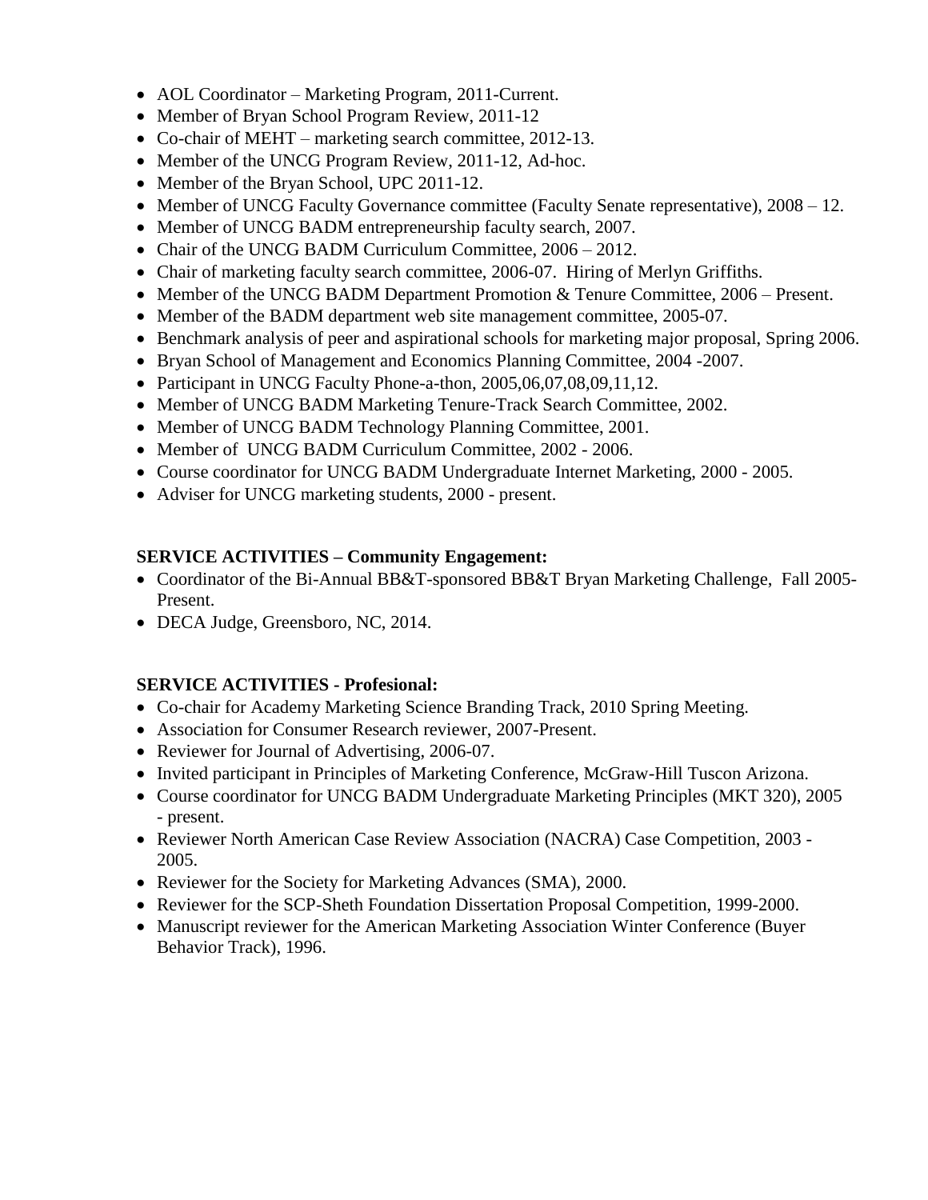- AOL Coordinator – Marketing Program, 2011-Current.
- Member of Bryan School Program Review, 2011-12
- Co-chair of MEHT – marketing search committee, 2012-13.
- Member of the UNCG Program Review, 2011-12, Ad-hoc.
- Member of the Bryan School, UPC 2011-12.
- Member of UNCG Faculty Governance committee (Faculty Senate representative), 2008 – 12.
- Member of UNCG BADM entrepreneurship faculty search, 2007.
- Chair of the UNCG BADM Curriculum Committee, 2006 – 2012.
- Chair of marketing faculty search committee, 2006-07. Hiring of Merlyn Griffiths.
- Member of the UNCG BADM Department Promotion & Tenure Committee, 2006 – Present.
- Member of the BADM department web site management committee, 2005-07.
- Benchmark analysis of peer and aspirational schools for marketing major proposal, Spring 2006.
- Bryan School of Management and Economics Planning Committee, 2004 -2007.
- Participant in UNCG Faculty Phone-a-thon, 2005,06,07,08,09,11,12.
- Member of UNCG BADM Marketing Tenure-Track Search Committee, 2002.
- Member of UNCG BADM Technology Planning Committee, 2001.
- Member of UNCG BADM Curriculum Committee, 2002 - 2006.
- Course coordinator for UNCG BADM Undergraduate Internet Marketing, 2000 - 2005.
- Adviser for UNCG marketing students, 2000 - present.

**SERVICE ACTIVITIES – Community Engagement:**

- Coordinator of the Bi-Annual BB&T-sponsored BB&T Bryan Marketing Challenge, Fall 2005-Present.
- DECA Judge, Greensboro, NC, 2014.

**SERVICE ACTIVITIES - Profesional:**

- Co-chair for Academy Marketing Science Branding Track, 2010 Spring Meeting.
- Association for Consumer Research reviewer, 2007-Present.
- Reviewer for Journal of Advertising, 2006-07.
- Invited participant in Principles of Marketing Conference, McGraw-Hill Tuscon Arizona.
- Course coordinator for UNCG BADM Undergraduate Marketing Principles (MKT 320), 2005 - present.
- Reviewer North American Case Review Association (NACRA) Case Competition, 2003 - 2005.
- Reviewer for the Society for Marketing Advances (SMA), 2000.
- Reviewer for the SCP-Sheth Foundation Dissertation Proposal Competition, 1999-2000.
- Manuscript reviewer for the American Marketing Association Winter Conference (Buyer Behavior Track), 1996.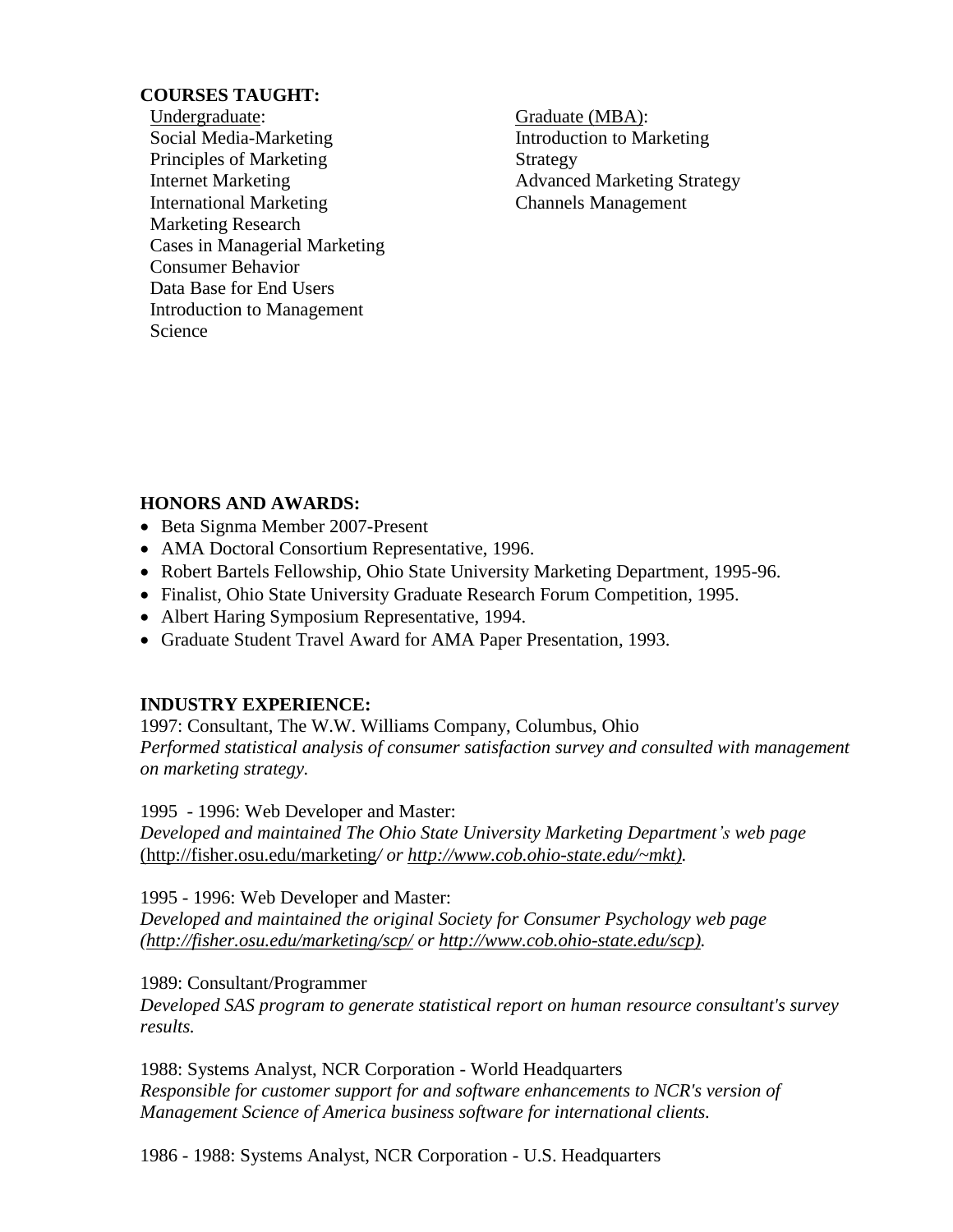**COURSES TAUGHT:**

Undergraduate:
- Social Media-Marketing
- Principles of Marketing
- Internet Marketing
- International Marketing
- Marketing Research
- Cases in Managerial Marketing
- Consumer Behavior
- Data Base for End Users
- Introduction to Management Science

Graduate (MBA):
- Introduction to Marketing Strategy
- Advanced Marketing Strategy
- Channels Management

**HONORS AND AWARDS:**

- Beta Signma Member 2007-Present
- AMA Doctoral Consortium Representative, 1996.
- Robert Bartels Fellowship, Ohio State University Marketing Department, 1995-96.
- Finalist, Ohio State University Graduate Research Forum Competition, 1995.
- Albert Haring Symposium Representative, 1994.
- Graduate Student Travel Award for AMA Paper Presentation, 1993.

**INDUSTRY EXPERIENCE:**

1997: Consultant, The W.W. Williams Company, Columbus, Ohio
*Performed statistical analysis of consumer satisfaction survey and consulted with management on marketing strategy.*

1995 - 1996: Web Developer and Master:
*Developed and maintained The Ohio State University Marketing Department's web page* (http://fisher.osu.edu/marketing*/ or http://www.cob.ohio-state.edu/~mkt).*

1995 - 1996: Web Developer and Master:
*Developed and maintained the original Society for Consumer Psychology web page (http://fisher.osu.edu/marketing/scp/ or http://www.cob.ohio-state.edu/scp).*

1989: Consultant/Programmer
*Developed SAS program to generate statistical report on human resource consultant's survey results.*

1988: Systems Analyst, NCR Corporation - World Headquarters
*Responsible for customer support for and software enhancements to NCR's version of Management Science of America business software for international clients.*

1986 - 1988: Systems Analyst, NCR Corporation - U.S. Headquarters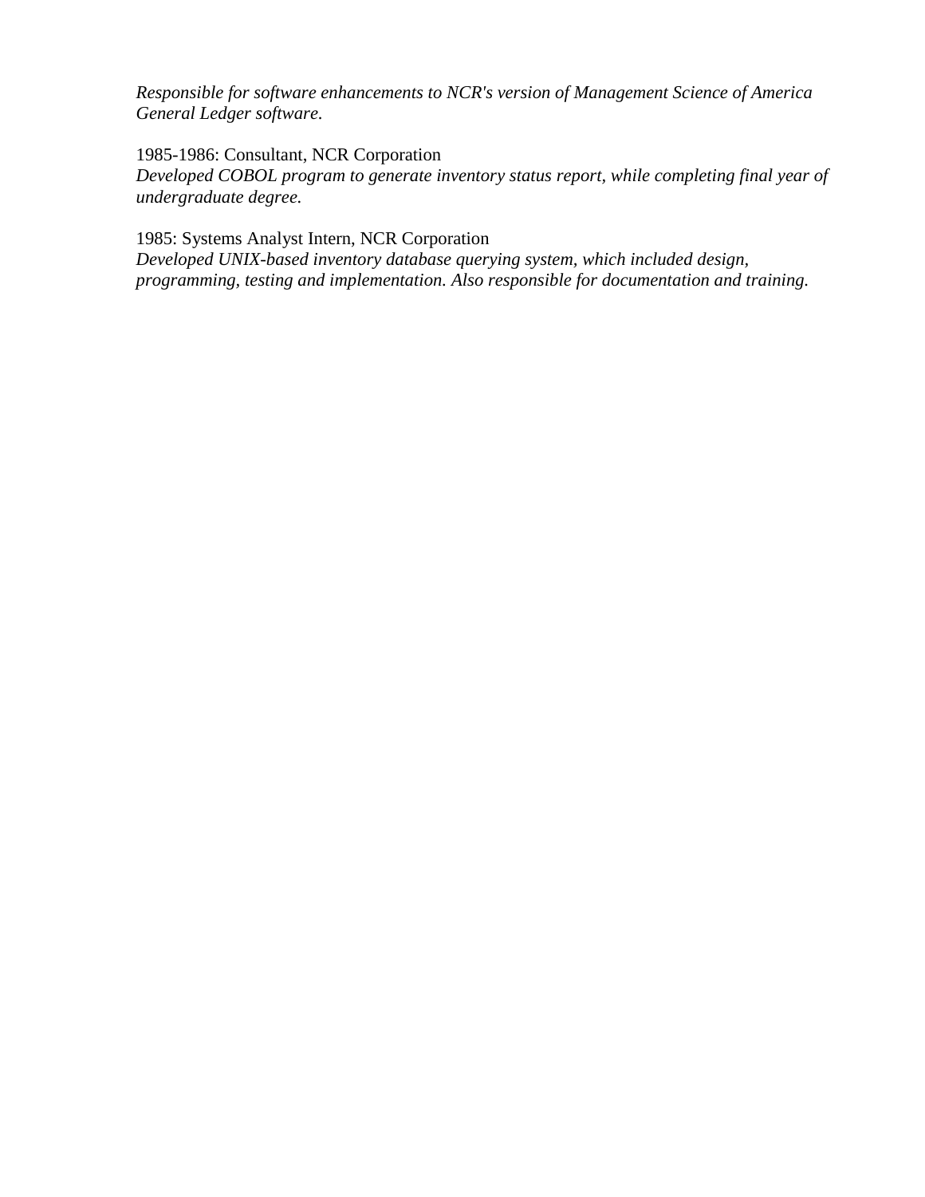*Responsible for software enhancements to NCR's version of Management Science of America General Ledger software.*

1985-1986: Consultant, NCR Corporation
*Developed COBOL program to generate inventory status report, while completing final year of undergraduate degree.*

1985: Systems Analyst Intern, NCR Corporation
*Developed UNIX-based inventory database querying system, which included design, programming, testing and implementation. Also responsible for documentation and training.*